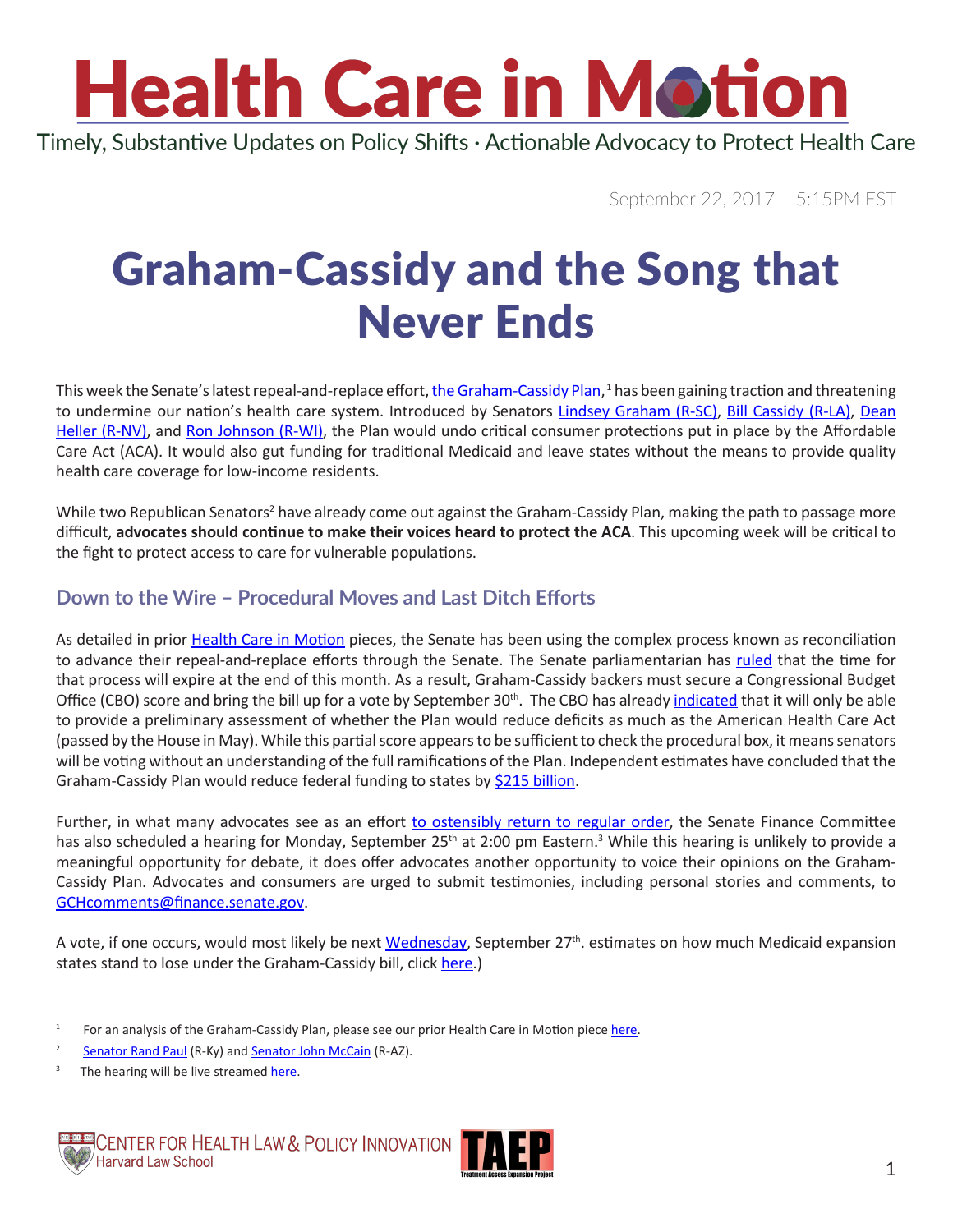# Health Care in Motion

Timely, Substantive Updates on Policy Shifts · Actionable Advocacy to Protect Health Care

September 22, 2017 5:15PM EST

# Graham-Cassidy and the Song that Never Ends

This week the Senate's latest repeal-and-replace effort, the Graham-Cassidy Plan,[1] has been gaining traction and threatening to undermine our nation's health care system. Introduced by Senators Lindsey Graham (R-SC), Bill Cassidy (R-LA), Dean Heller (R-NV), and Ron Johnson (R-WI), the Plan would undo critical consumer protections put in place by the Affordable Care Act (ACA). It would also gut funding for traditional Medicaid and leave states without the means to provide quality health care coverage for low-income residents.

While two Republican Senators[2] have already come out against the Graham-Cassidy Plan, making the path to passage more difficult, **advocates should continue to make their voices heard to protect the ACA**. This upcoming week will be critical to the fight to protect access to care for vulnerable populations.

## Down to the Wire – Procedural Moves and Last Ditch Efforts

As detailed in prior Health Care in Motion pieces, the Senate has been using the complex process known as reconciliation to advance their repeal-and-replace efforts through the Senate. The Senate parliamentarian has ruled that the time for that process will expire at the end of this month. As a result, Graham-Cassidy backers must secure a Congressional Budget Office (CBO) score and bring the bill up for a vote by September 30th. The CBO has already indicated that it will only be able to provide a preliminary assessment of whether the Plan would reduce deficits as much as the American Health Care Act (passed by the House in May). While this partial score appears to be sufficient to check the procedural box, it means senators will be voting without an understanding of the full ramifications of the Plan. Independent estimates have concluded that the Graham-Cassidy Plan would reduce federal funding to states by $215 billion.

Further, in what many advocates see as an effort to ostensibly return to regular order, the Senate Finance Committee has also scheduled a hearing for Monday, September 25th at 2:00 pm Eastern.[3] While this hearing is unlikely to provide a meaningful opportunity for debate, it does offer advocates another opportunity to voice their opinions on the Graham-Cassidy Plan. Advocates and consumers are urged to submit testimonies, including personal stories and comments, to GCHcomments@finance.senate.gov.

A vote, if one occurs, would most likely be next Wednesday, September 27th. estimates on how much Medicaid expansion states stand to lose under the Graham-Cassidy bill, click here.)

---

[1] For an analysis of the Graham-Cassidy Plan, please see our prior Health Care in Motion piece here.

[2] Senator Rand Paul (R-Ky) and Senator John McCain (R-AZ).

[3] The hearing will be live streamed here.

Center for Health Law & Policy Innovation, Harvard Law School · TAEP Treatment Access Expansion Project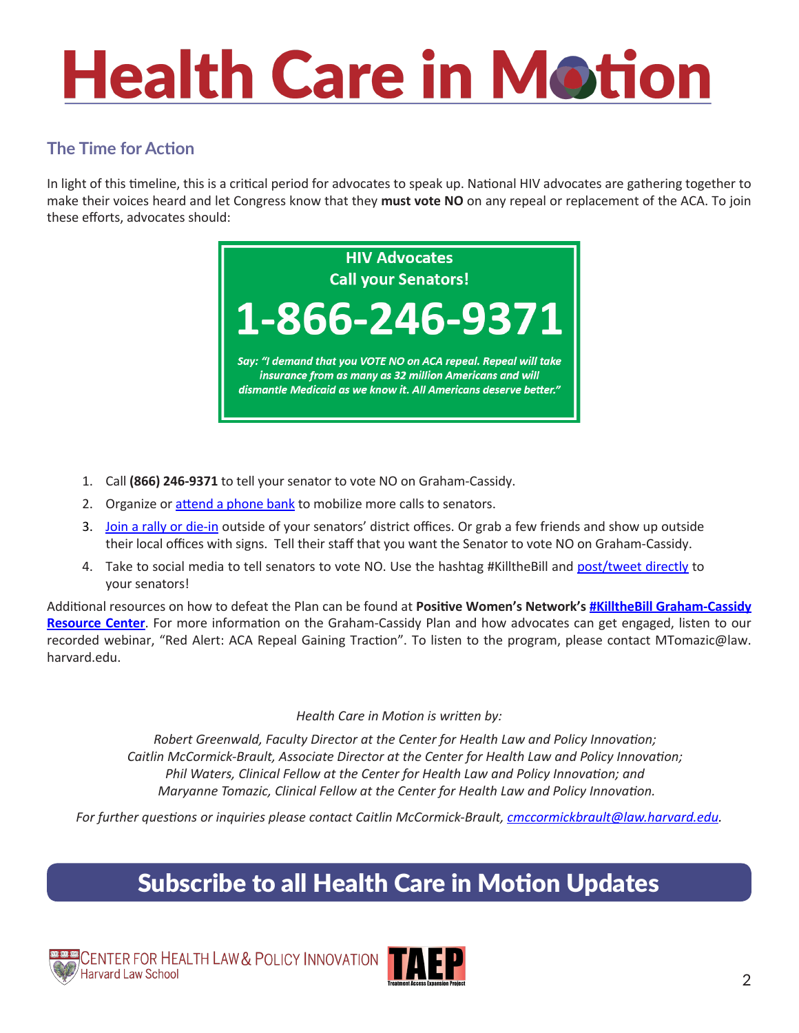# Health Care in Motion

## The Time for Action

In light of this timeline, this is a critical period for advocates to speak up. National HIV advocates are gathering together to make their voices heard and let Congress know that they **must vote NO** on any repeal or replacement of the ACA. To join these efforts, advocates should:

**HIV Advocates**
**Call your Senators!**

**1-866-246-9371**

***Say: "I demand that you VOTE NO on ACA repeal. Repeal will take insurance from as many as 32 million Americans and will dismantle Medicaid as we know it. All Americans deserve better."***

1. Call **(866) 246-9371** to tell your senator to vote NO on Graham-Cassidy.
2. Organize or attend a phone bank to mobilize more calls to senators.
3. Join a rally or die-in outside of your senators' district offices. Or grab a few friends and show up outside their local offices with signs. Tell their staff that you want the Senator to vote NO on Graham-Cassidy.
4. Take to social media to tell senators to vote NO. Use the hashtag #KilltheBill and post/tweet directly to your senators!

Additional resources on how to defeat the Plan can be found at **Positive Women's Network's** **#KilltheBill Graham-Cassidy Resource Center**. For more information on the Graham-Cassidy Plan and how advocates can get engaged, listen to our recorded webinar, "Red Alert: ACA Repeal Gaining Traction". To listen to the program, please contact MTomazic@law.harvard.edu.

*Health Care in Motion is written by:*

*Robert Greenwald, Faculty Director at the Center for Health Law and Policy Innovation;*
*Caitlin McCormick-Brault, Associate Director at the Center for Health Law and Policy Innovation;*
*Phil Waters, Clinical Fellow at the Center for Health Law and Policy Innovation; and*
*Maryanne Tomazic, Clinical Fellow at the Center for Health Law and Policy Innovation.*

*For further questions or inquiries please contact Caitlin McCormick-Brault, cmccormickbrault@law.harvard.edu.*

**Subscribe to all Health Care in Motion Updates**

Center for Health Law & Policy Innovation
Harvard Law School

TAEP
Treatment Access Expansion Project